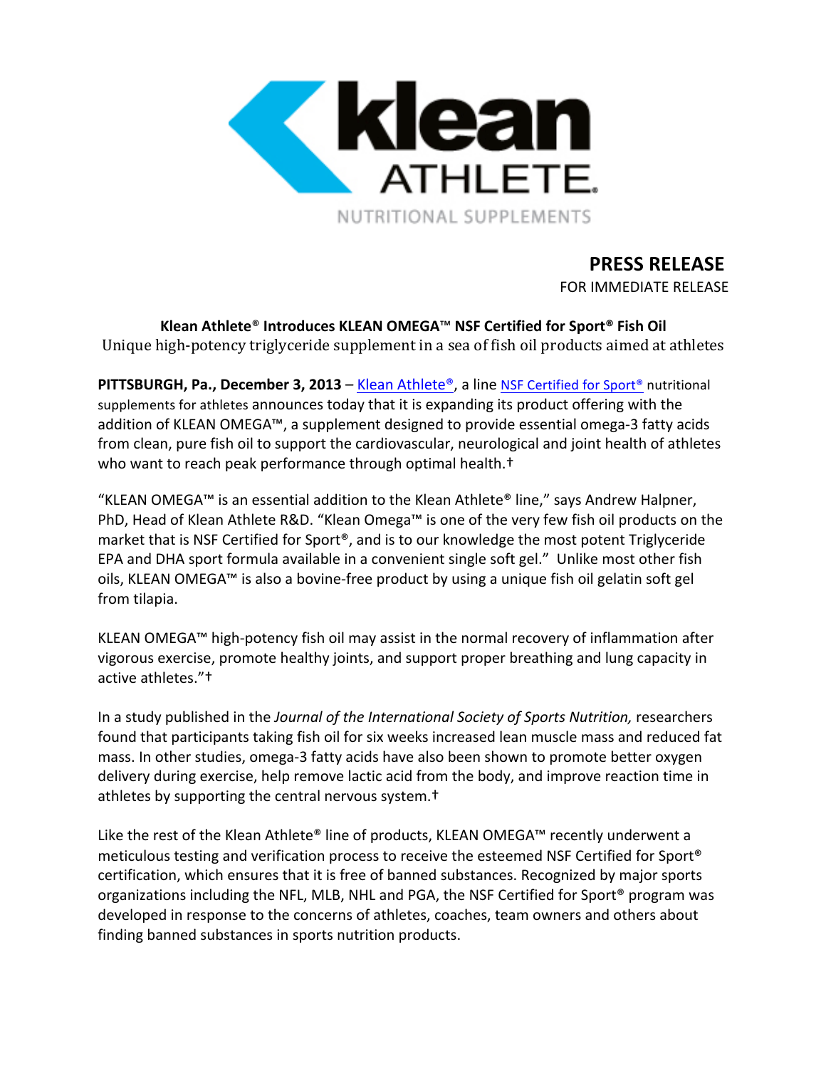# PRESS RELEASE

FOR IMMEDIATE RELEASE

## Klean Athlete® Introduces KLEAN OMEGA™ NSF Certified for Sport® Fish Oil

Unique high-potency triglyceride supplement in a sea of fish oil products aimed at athletes

**PITTSBURGH, Pa., December 3, 2013** – Klean Athlete®, a line NSF Certified for Sport® nutritional supplements for athletes announces today that it is expanding its product offering with the addition of KLEAN OMEGA™, a supplement designed to provide essential omega-3 fatty acids from clean, pure fish oil to support the cardiovascular, neurological and joint health of athletes who want to reach peak performance through optimal health.†

"KLEAN OMEGA™ is an essential addition to the Klean Athlete® line," says Andrew Halpner, PhD, Head of Klean Athlete R&D. "Klean Omega™ is one of the very few fish oil products on the market that is NSF Certified for Sport®, and is to our knowledge the most potent Triglyceride EPA and DHA sport formula available in a convenient single soft gel." Unlike most other fish oils, KLEAN OMEGA™ is also a bovine-free product by using a unique fish oil gelatin soft gel from tilapia.

KLEAN OMEGA™ high-potency fish oil may assist in the normal recovery of inflammation after vigorous exercise, promote healthy joints, and support proper breathing and lung capacity in active athletes."†

In a study published in the *Journal of the International Society of Sports Nutrition,* researchers found that participants taking fish oil for six weeks increased lean muscle mass and reduced fat mass. In other studies, omega-3 fatty acids have also been shown to promote better oxygen delivery during exercise, help remove lactic acid from the body, and improve reaction time in athletes by supporting the central nervous system.†

Like the rest of the Klean Athlete® line of products, KLEAN OMEGA™ recently underwent a meticulous testing and verification process to receive the esteemed NSF Certified for Sport® certification, which ensures that it is free of banned substances. Recognized by major sports organizations including the NFL, MLB, NHL and PGA, the NSF Certified for Sport® program was developed in response to the concerns of athletes, coaches, team owners and others about finding banned substances in sports nutrition products.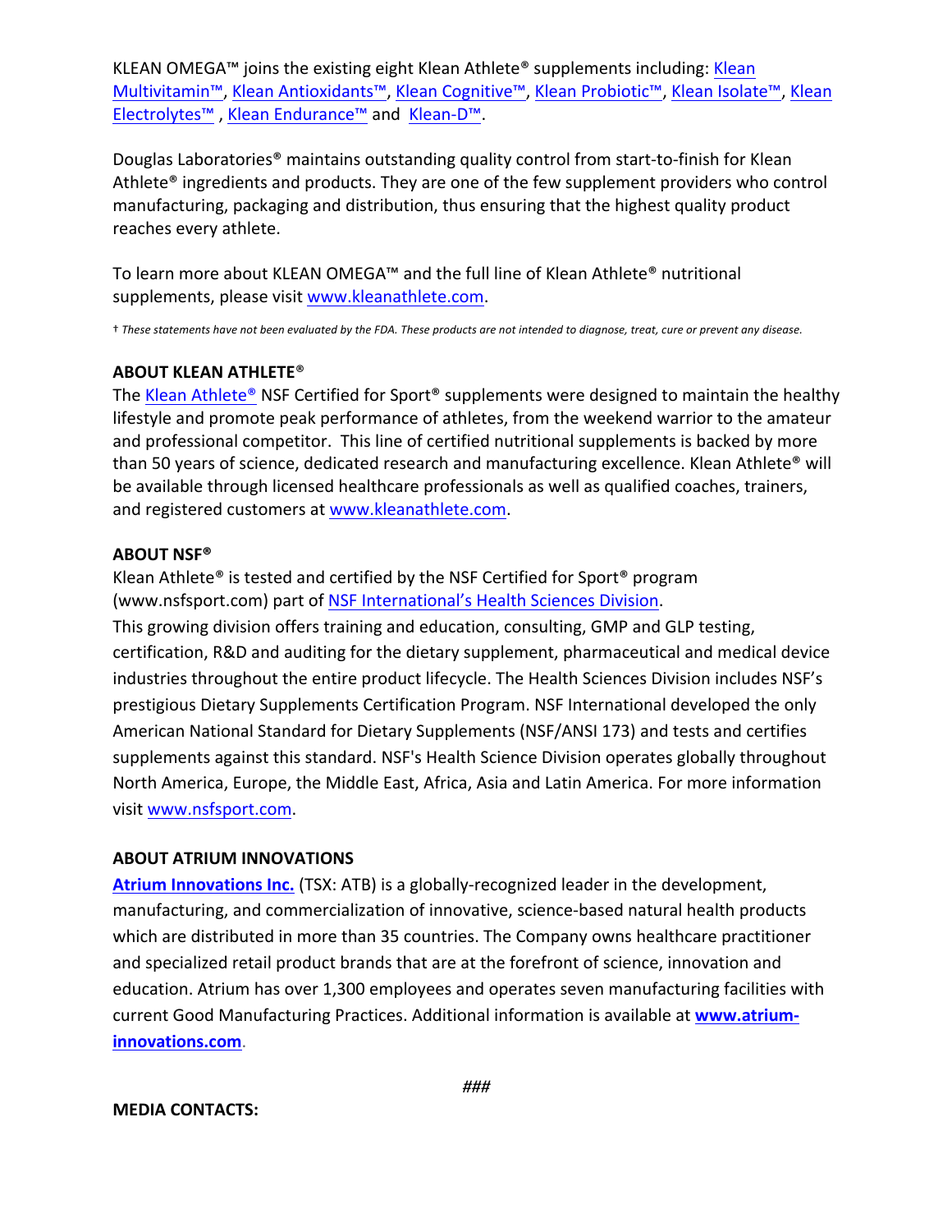KLEAN OMEGA™ joins the existing eight Klean Athlete® supplements including: Klean Multivitamin™, Klean Antioxidants™, Klean Cognitive™, Klean Probiotic™, Klean Isolate™, Klean Electrolytes™ , Klean Endurance™ and Klean-D™.

Douglas Laboratories® maintains outstanding quality control from start-to-finish for Klean Athlete® ingredients and products. They are one of the few supplement providers who control manufacturing, packaging and distribution, thus ensuring that the highest quality product reaches every athlete.

To learn more about KLEAN OMEGA™ and the full line of Klean Athlete® nutritional supplements, please visit www.kleanathlete.com.

† *These statements have not been evaluated by the FDA. These products are not intended to diagnose, treat, cure or prevent any disease.*

**ABOUT KLEAN ATHLETE®**

The Klean Athlete® NSF Certified for Sport® supplements were designed to maintain the healthy lifestyle and promote peak performance of athletes, from the weekend warrior to the amateur and professional competitor. This line of certified nutritional supplements is backed by more than 50 years of science, dedicated research and manufacturing excellence. Klean Athlete® will be available through licensed healthcare professionals as well as qualified coaches, trainers, and registered customers at www.kleanathlete.com.

**ABOUT NSF®**

Klean Athlete® is tested and certified by the NSF Certified for Sport® program (www.nsfsport.com) part of NSF International's Health Sciences Division.

This growing division offers training and education, consulting, GMP and GLP testing, certification, R&D and auditing for the dietary supplement, pharmaceutical and medical device industries throughout the entire product lifecycle. The Health Sciences Division includes NSF's prestigious Dietary Supplements Certification Program. NSF International developed the only American National Standard for Dietary Supplements (NSF/ANSI 173) and tests and certifies supplements against this standard. NSF's Health Science Division operates globally throughout North America, Europe, the Middle East, Africa, Asia and Latin America. For more information visit www.nsfsport.com.

**ABOUT ATRIUM INNOVATIONS**

**Atrium Innovations Inc.** (TSX: ATB) is a globally-recognized leader in the development, manufacturing, and commercialization of innovative, science-based natural health products which are distributed in more than 35 countries. The Company owns healthcare practitioner and specialized retail product brands that are at the forefront of science, innovation and education. Atrium has over 1,300 employees and operates seven manufacturing facilities with current Good Manufacturing Practices. Additional information is available at **www.atrium-innovations.com**.

*###*

**MEDIA CONTACTS:**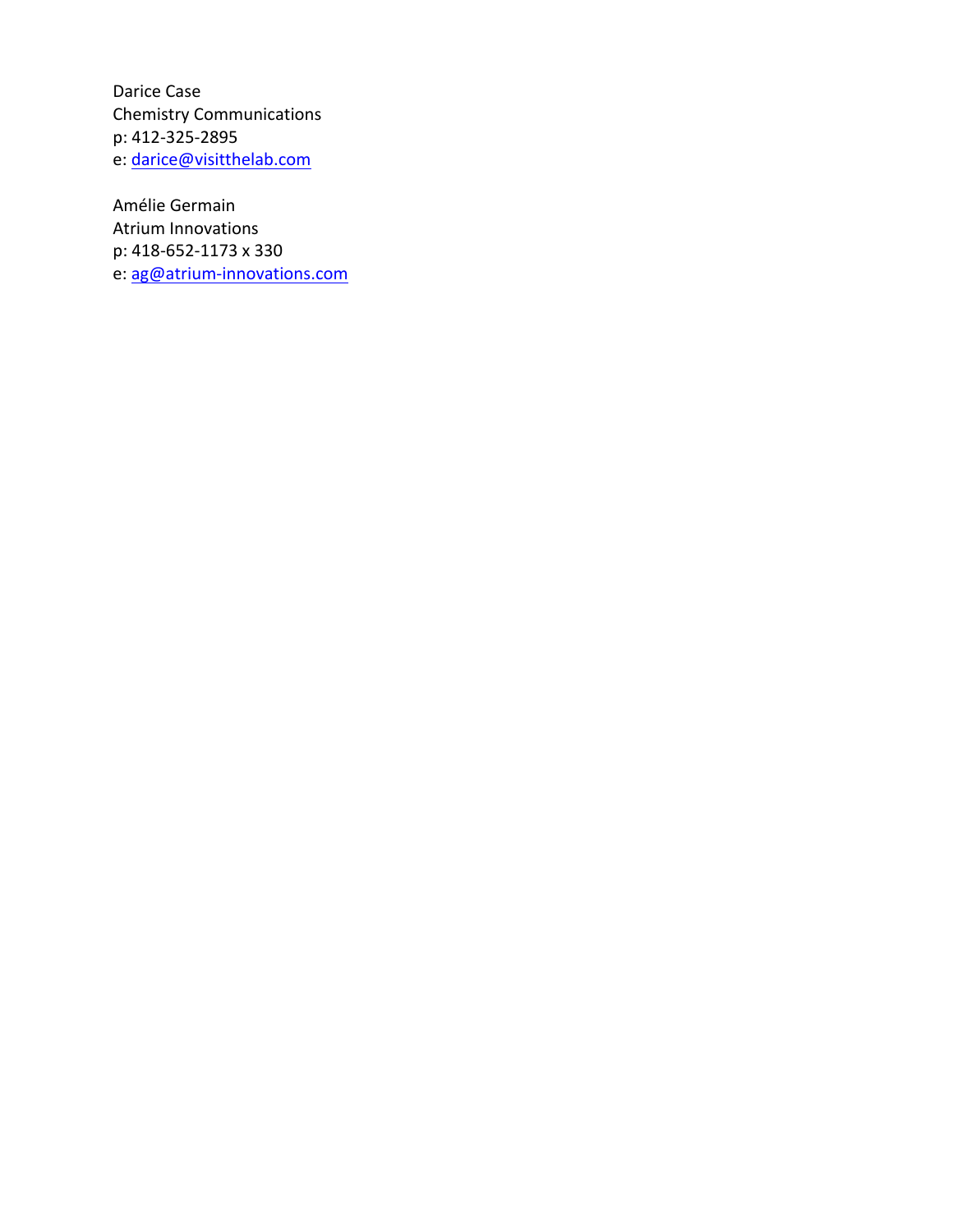Darice Case
Chemistry Communications
p: 412-325-2895
e: [darice@visitthelab.com](mailto:darice@visitthelab.com)

Amélie Germain
Atrium Innovations
p: 418-652-1173 x 330
e: [ag@atrium-innovations.com](mailto:ag@atrium-innovations.com)